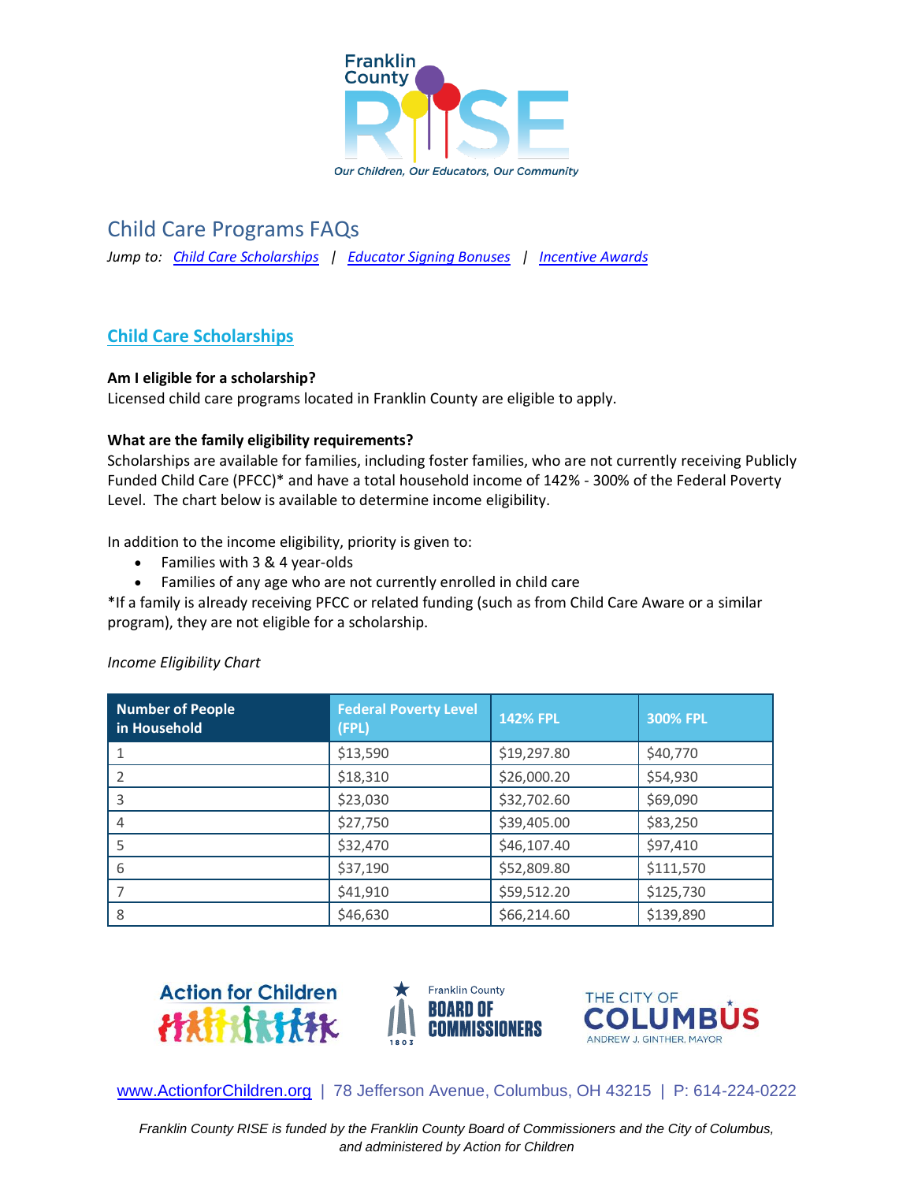# Child Care Programs FAQs

*Jump to: Child Care Scholarships | Educator Signing Bonuses | Incentive Awards*

## Child Care Scholarships

**Am I eligible for a scholarship?**

Licensed child care programs located in Franklin County are eligible to apply.

**What are the family eligibility requirements?**

Scholarships are available for families, including foster families, who are not currently receiving Publicly Funded Child Care (PFCC)* and have a total household income of 142% - 300% of the Federal Poverty Level. The chart below is available to determine income eligibility.

In addition to the income eligibility, priority is given to:

- Families with 3 & 4 year-olds
- Families of any age who are not currently enrolled in child care

*If a family is already receiving PFCC or related funding (such as from Child Care Aware or a similar program), they are not eligible for a scholarship.

*Income Eligibility Chart*

| Number of People in Household | Federal Poverty Level (FPL) | 142% FPL | 300% FPL |
|---|---|---|---|
| 1 | $13,590 | $19,297.80 | $40,770 |
| 2 | $18,310 | $26,000.20 | $54,930 |
| 3 | $23,030 | $32,702.60 | $69,090 |
| 4 | $27,750 | $39,405.00 | $83,250 |
| 5 | $32,470 | $46,107.40 | $97,410 |
| 6 | $37,190 | $52,809.80 | $111,570 |
| 7 | $41,910 | $59,512.20 | $125,730 |
| 8 | $46,630 | $66,214.60 | $139,890 |

www.ActionforChildren.org | 78 Jefferson Avenue, Columbus, OH 43215 | P: 614-224-0222

*Franklin County RISE is funded by the Franklin County Board of Commissioners and the City of Columbus, and administered by Action for Children*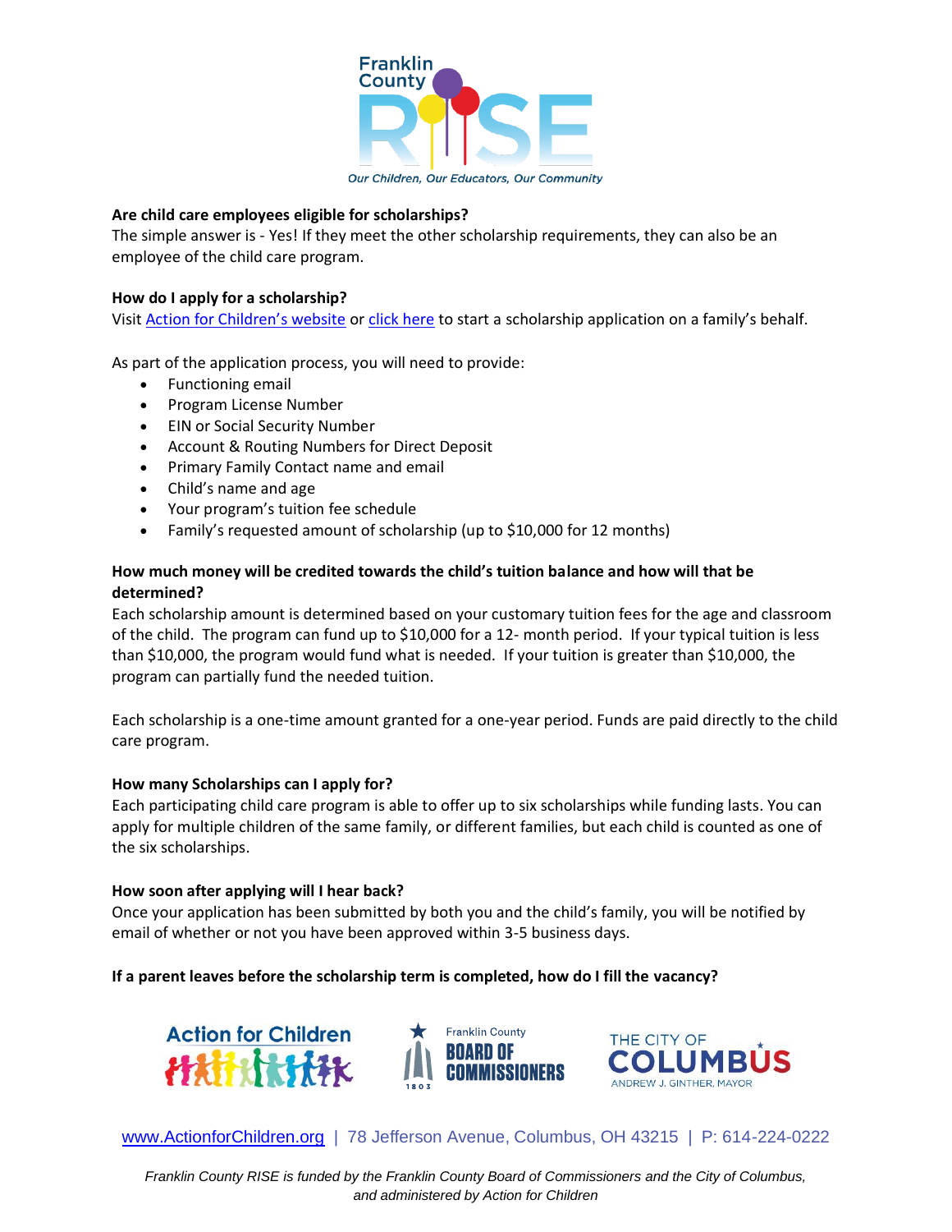**Are child care employees eligible for scholarships?**

The simple answer is - Yes! If they meet the other scholarship requirements, they can also be an employee of the child care program.

**How do I apply for a scholarship?**

Visit Action for Children's website or click here to start a scholarship application on a family's behalf.

As part of the application process, you will need to provide:

- Functioning email
- Program License Number
- EIN or Social Security Number
- Account & Routing Numbers for Direct Deposit
- Primary Family Contact name and email
- Child's name and age
- Your program's tuition fee schedule
- Family's requested amount of scholarship (up to $10,000 for 12 months)

**How much money will be credited towards the child's tuition balance and how will that be determined?**

Each scholarship amount is determined based on your customary tuition fees for the age and classroom of the child. The program can fund up to $10,000 for a 12- month period. If your typical tuition is less than $10,000, the program would fund what is needed. If your tuition is greater than $10,000, the program can partially fund the needed tuition.

Each scholarship is a one-time amount granted for a one-year period. Funds are paid directly to the child care program.

**How many Scholarships can I apply for?**

Each participating child care program is able to offer up to six scholarships while funding lasts. You can apply for multiple children of the same family, or different families, but each child is counted as one of the six scholarships.

**How soon after applying will I hear back?**

Once your application has been submitted by both you and the child's family, you will be notified by email of whether or not you have been approved within 3-5 business days.

**If a parent leaves before the scholarship term is completed, how do I fill the vacancy?**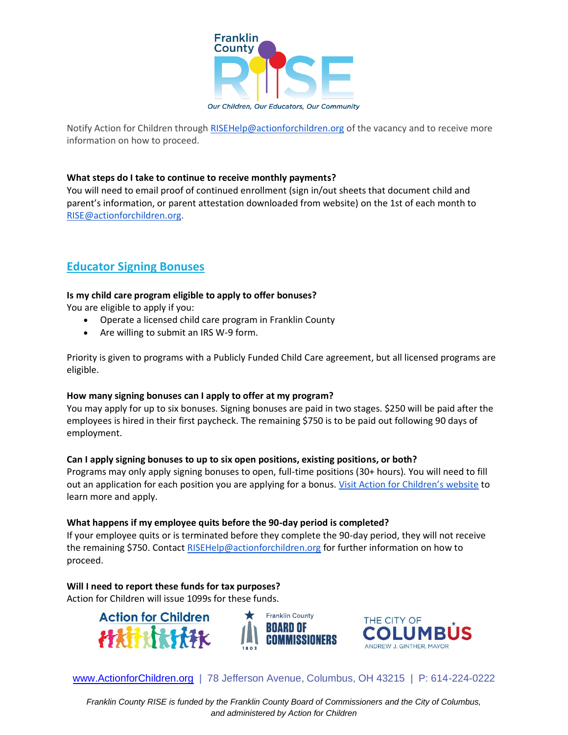Notify Action for Children through [RISEHelp@actionforchildren.org](mailto:RISEHelp@actionforchildren.org) of the vacancy and to receive more information on how to proceed.

**What steps do I take to continue to receive monthly payments?**
You will need to email proof of continued enrollment (sign in/out sheets that document child and parent's information, or parent attestation downloaded from website) on the 1st of each month to [RISE@actionforchildren.org](mailto:RISE@actionforchildren.org).

## Educator Signing Bonuses

**Is my child care program eligible to apply to offer bonuses?**
You are eligible to apply if you:

- Operate a licensed child care program in Franklin County
- Are willing to submit an IRS W-9 form.

Priority is given to programs with a Publicly Funded Child Care agreement, but all licensed programs are eligible.

**How many signing bonuses can I apply to offer at my program?**
You may apply for up to six bonuses. Signing bonuses are paid in two stages. $250 will be paid after the employees is hired in their first paycheck. The remaining $750 is to be paid out following 90 days of employment.

**Can I apply signing bonuses to up to six open positions, existing positions, or both?**
Programs may only apply signing bonuses to open, full-time positions (30+ hours). You will need to fill out an application for each position you are applying for a bonus. Visit Action for Children's website to learn more and apply.

**What happens if my employee quits before the 90-day period is completed?**
If your employee quits or is terminated before they complete the 90-day period, they will not receive the remaining $750. Contact [RISEHelp@actionforchildren.org](mailto:RISEHelp@actionforchildren.org) for further information on how to proceed.

**Will I need to report these funds for tax purposes?**
Action for Children will issue 1099s for these funds.

www.ActionforChildren.org | 78 Jefferson Avenue, Columbus, OH 43215 | P: 614-224-0222

*Franklin County RISE is funded by the Franklin County Board of Commissioners and the City of Columbus, and administered by Action for Children*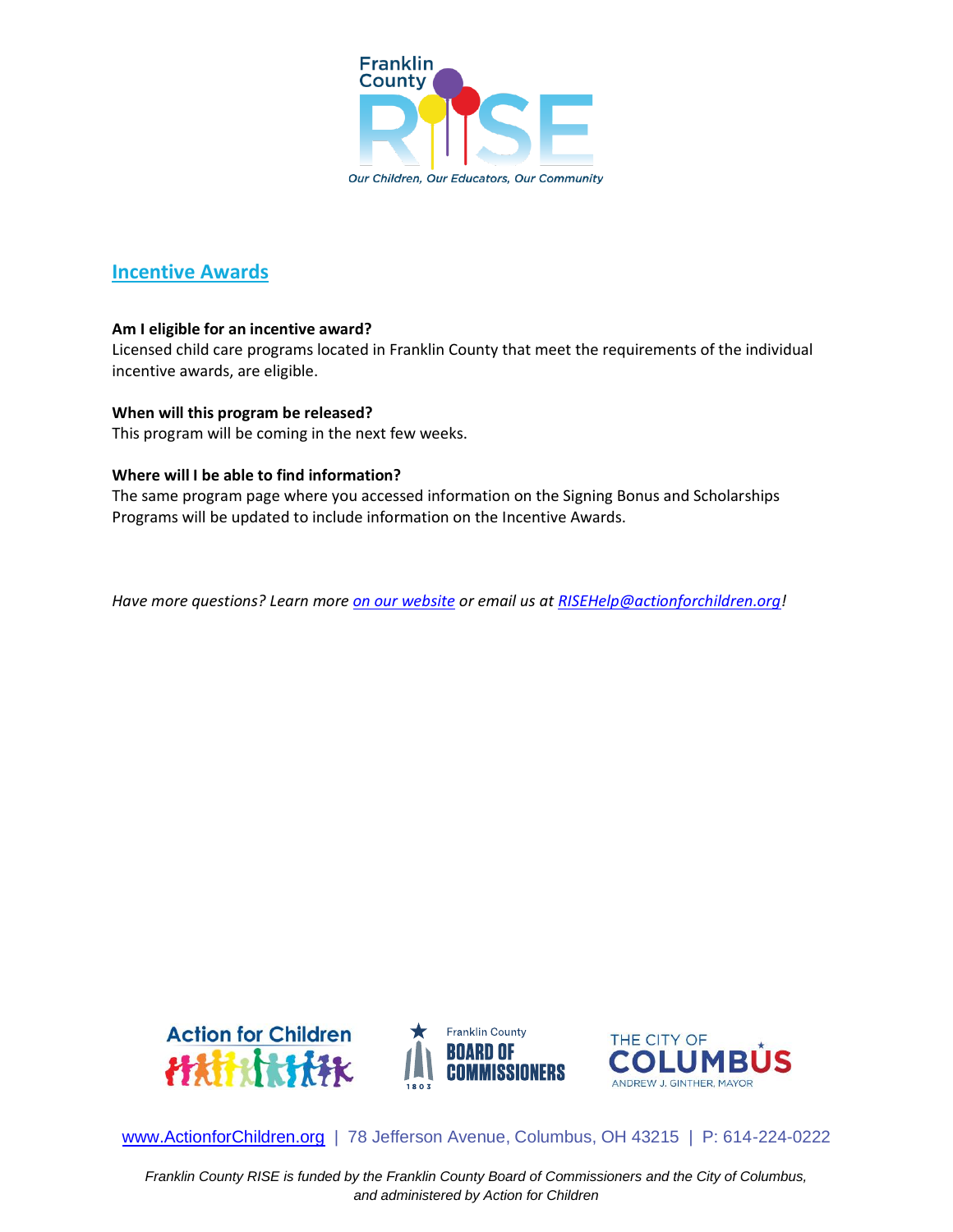## Incentive Awards

**Am I eligible for an incentive award?**
Licensed child care programs located in Franklin County that meet the requirements of the individual incentive awards, are eligible.

**When will this program be released?**
This program will be coming in the next few weeks.

**Where will I be able to find information?**
The same program page where you accessed information on the Signing Bonus and Scholarships Programs will be updated to include information on the Incentive Awards.

*Have more questions? Learn more on our website or email us at RISEHelp@actionforchildren.org!*

www.ActionforChildren.org | 78 Jefferson Avenue, Columbus, OH 43215 | P: 614-224-0222

*Franklin County RISE is funded by the Franklin County Board of Commissioners and the City of Columbus, and administered by Action for Children*